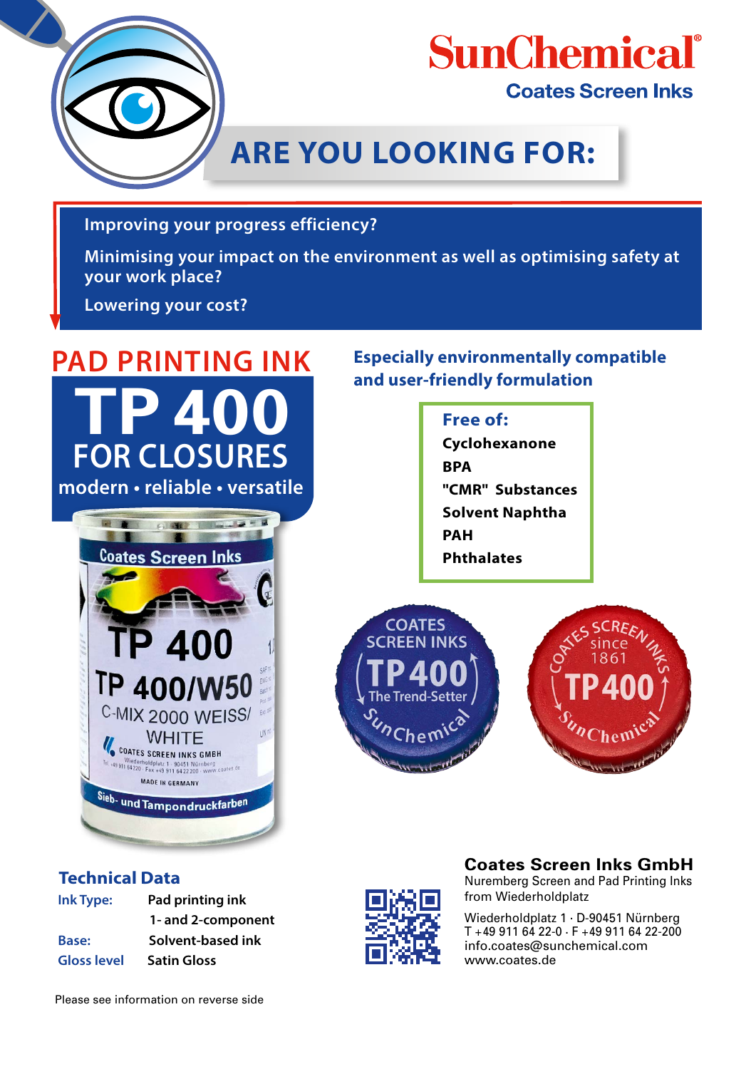# SunChemical®

## Coates Screen Inks

# ARE YOU LOOKING FOR:

- Improving your progress efficiency?
- Minimising your impact on the environment as well as optimising safety at your work place?
- Lowering your cost?

## PAD PRINTING INK

# TP 400

## FOR CLOSURES

**modern • reliable • versatile**

### Especially environmentally compatible and user-friendly formulation

**Free of:**

- **Cyclohexanone**
- **BPA**
- **"CMR" Substances**
- **Solvent Naphtha**
- **PAH**
- **Phthalates**

### Technical Data

| | |
|---|---|
| Ink Type: | Pad printing ink |
| | 1- and 2-component |
| Base: | Solvent-based ink |
| Gloss level | Satin Gloss |

### Coates Screen Inks GmbH

Nuremberg Screen and Pad Printing Inks from Wiederholdplatz

Wiederholdplatz 1 · D-90451 Nürnberg
T +49 911 64 22-0 · F +49 911 64 22-200
info.coates@sunchemical.com
www.coates.de

Please see information on reverse side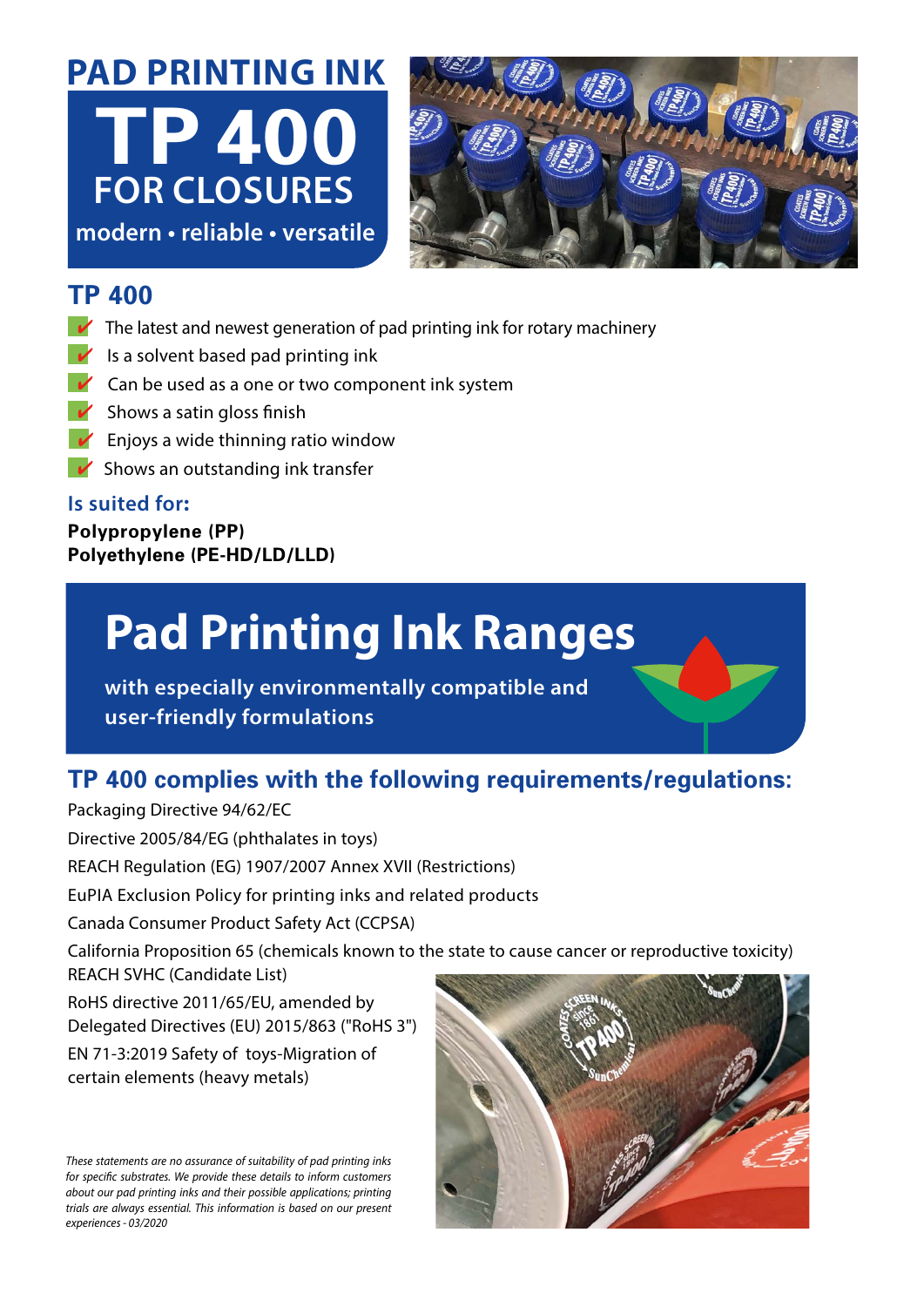# PAD PRINTING INK

# TP 400

## FOR CLOSURES

**modern • reliable • versatile**

## TP 400

- The latest and newest generation of pad printing ink for rotary machinery
- Is a solvent based pad printing ink
- Can be used as a one or two component ink system
- Shows a satin gloss finish
- Enjoys a wide thinning ratio window
- Shows an outstanding ink transfer

### Is suited for:

**Polypropylene (PP)**
**Polyethylene (PE-HD/LD/LLD)**

# Pad Printing Ink Ranges

**with especially environmentally compatible and user-friendly formulations**

## TP 400 complies with the following requirements/regulations:

Packaging Directive 94/62/EC

Directive 2005/84/EG (phthalates in toys)

REACH Regulation (EG) 1907/2007 Annex XVII (Restrictions)

EuPIA Exclusion Policy for printing inks and related products

Canada Consumer Product Safety Act (CCPSA)

California Proposition 65 (chemicals known to the state to cause cancer or reproductive toxicity)

REACH SVHC (Candidate List)

RoHS directive 2011/65/EU, amended by Delegated Directives (EU) 2015/863 ("RoHS 3")

EN 71-3:2019 Safety of toys-Migration of certain elements (heavy metals)

*These statements are no assurance of suitability of pad printing inks for specific substrates. We provide these details to inform customers about our pad printing inks and their possible applications; printing trials are always essential. This information is based on our present experiences - 03/2020*